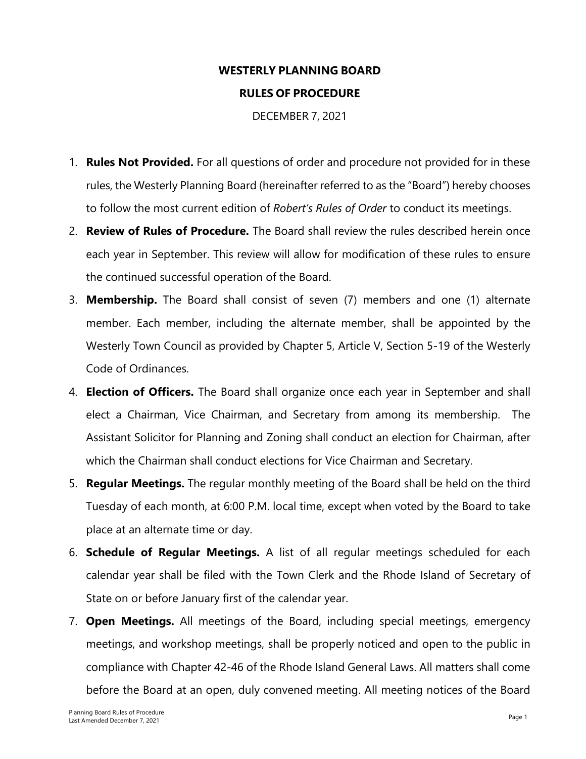# WESTERLY PLANNING BOARD

## RULES OF PROCEDURE

DECEMBER 7, 2021

1. **Rules Not Provided.** For all questions of order and procedure not provided for in these rules, the Westerly Planning Board (hereinafter referred to as the "Board") hereby chooses to follow the most current edition of *Robert's Rules of Order* to conduct its meetings.
2. **Review of Rules of Procedure.** The Board shall review the rules described herein once each year in September. This review will allow for modification of these rules to ensure the continued successful operation of the Board.
3. **Membership.** The Board shall consist of seven (7) members and one (1) alternate member. Each member, including the alternate member, shall be appointed by the Westerly Town Council as provided by Chapter 5, Article V, Section 5-19 of the Westerly Code of Ordinances.
4. **Election of Officers.** The Board shall organize once each year in September and shall elect a Chairman, Vice Chairman, and Secretary from among its membership. The Assistant Solicitor for Planning and Zoning shall conduct an election for Chairman, after which the Chairman shall conduct elections for Vice Chairman and Secretary.
5. **Regular Meetings.** The regular monthly meeting of the Board shall be held on the third Tuesday of each month, at 6:00 P.M. local time, except when voted by the Board to take place at an alternate time or day.
6. **Schedule of Regular Meetings.** A list of all regular meetings scheduled for each calendar year shall be filed with the Town Clerk and the Rhode Island of Secretary of State on or before January first of the calendar year.
7. **Open Meetings.** All meetings of the Board, including special meetings, emergency meetings, and workshop meetings, shall be properly noticed and open to the public in compliance with Chapter 42-46 of the Rhode Island General Laws. All matters shall come before the Board at an open, duly convened meeting. All meeting notices of the Board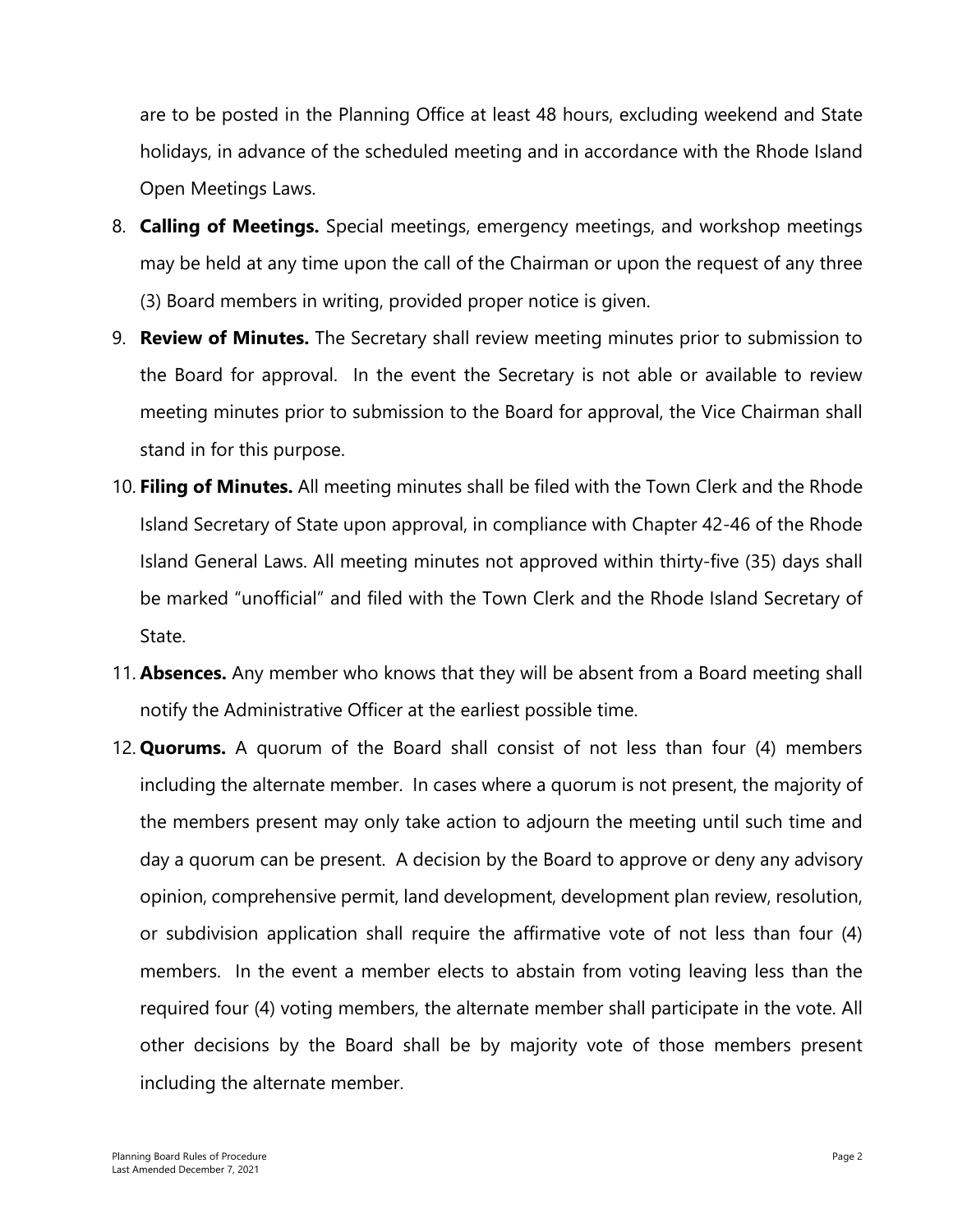are to be posted in the Planning Office at least 48 hours, excluding weekend and State holidays, in advance of the scheduled meeting and in accordance with the Rhode Island Open Meetings Laws.

8. **Calling of Meetings.** Special meetings, emergency meetings, and workshop meetings may be held at any time upon the call of the Chairman or upon the request of any three (3) Board members in writing, provided proper notice is given.
9. **Review of Minutes.** The Secretary shall review meeting minutes prior to submission to the Board for approval. In the event the Secretary is not able or available to review meeting minutes prior to submission to the Board for approval, the Vice Chairman shall stand in for this purpose.
10. **Filing of Minutes.** All meeting minutes shall be filed with the Town Clerk and the Rhode Island Secretary of State upon approval, in compliance with Chapter 42-46 of the Rhode Island General Laws. All meeting minutes not approved within thirty-five (35) days shall be marked "unofficial" and filed with the Town Clerk and the Rhode Island Secretary of State.
11. **Absences.** Any member who knows that they will be absent from a Board meeting shall notify the Administrative Officer at the earliest possible time.
12. **Quorums.** A quorum of the Board shall consist of not less than four (4) members including the alternate member. In cases where a quorum is not present, the majority of the members present may only take action to adjourn the meeting until such time and day a quorum can be present. A decision by the Board to approve or deny any advisory opinion, comprehensive permit, land development, development plan review, resolution, or subdivision application shall require the affirmative vote of not less than four (4) members. In the event a member elects to abstain from voting leaving less than the required four (4) voting members, the alternate member shall participate in the vote. All other decisions by the Board shall be by majority vote of those members present including the alternate member.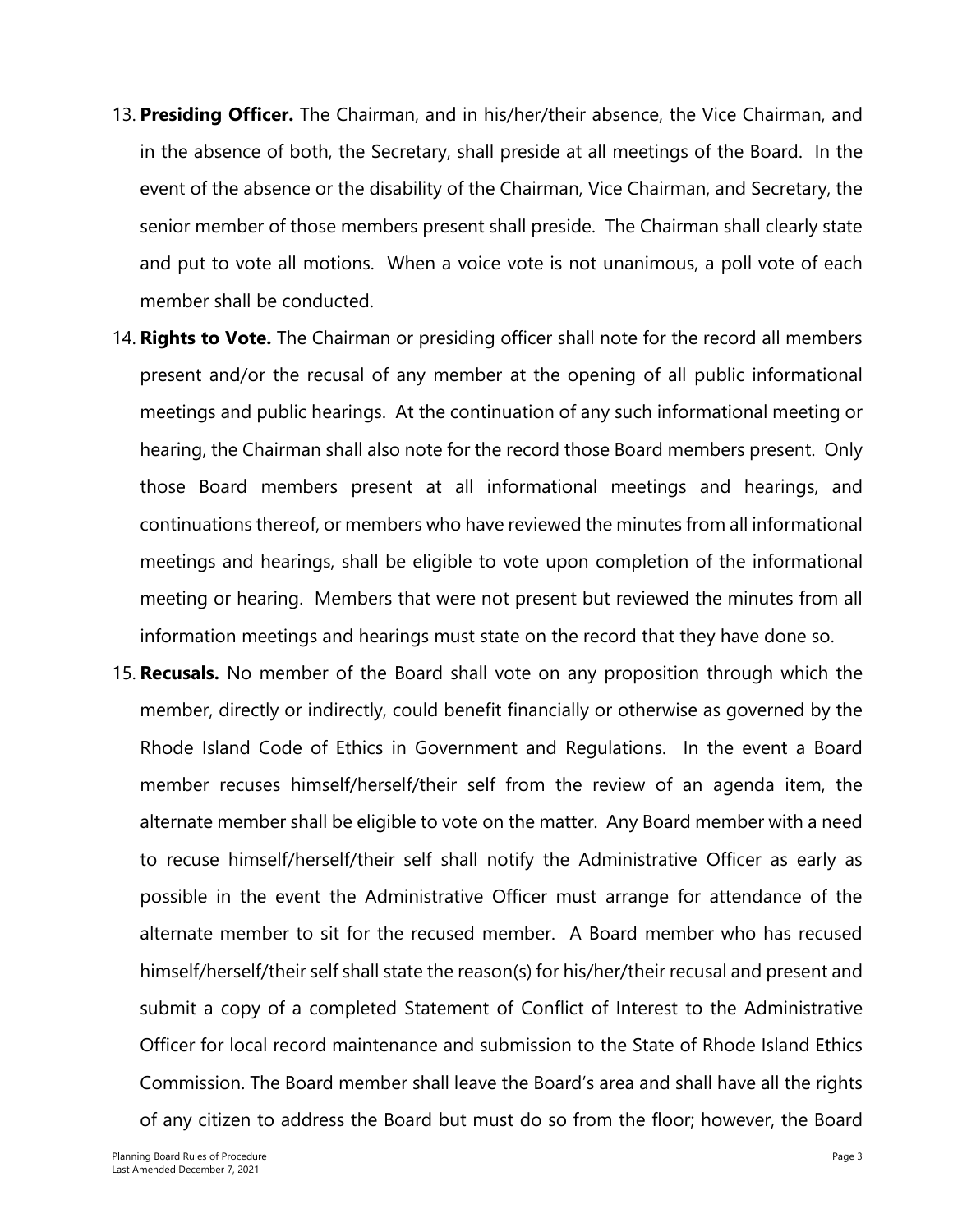13. **Presiding Officer.** The Chairman, and in his/her/their absence, the Vice Chairman, and in the absence of both, the Secretary, shall preside at all meetings of the Board. In the event of the absence or the disability of the Chairman, Vice Chairman, and Secretary, the senior member of those members present shall preside. The Chairman shall clearly state and put to vote all motions. When a voice vote is not unanimous, a poll vote of each member shall be conducted.

14. **Rights to Vote.** The Chairman or presiding officer shall note for the record all members present and/or the recusal of any member at the opening of all public informational meetings and public hearings. At the continuation of any such informational meeting or hearing, the Chairman shall also note for the record those Board members present. Only those Board members present at all informational meetings and hearings, and continuations thereof, or members who have reviewed the minutes from all informational meetings and hearings, shall be eligible to vote upon completion of the informational meeting or hearing. Members that were not present but reviewed the minutes from all information meetings and hearings must state on the record that they have done so.

15. **Recusals.** No member of the Board shall vote on any proposition through which the member, directly or indirectly, could benefit financially or otherwise as governed by the Rhode Island Code of Ethics in Government and Regulations. In the event a Board member recuses himself/herself/their self from the review of an agenda item, the alternate member shall be eligible to vote on the matter. Any Board member with a need to recuse himself/herself/their self shall notify the Administrative Officer as early as possible in the event the Administrative Officer must arrange for attendance of the alternate member to sit for the recused member. A Board member who has recused himself/herself/their self shall state the reason(s) for his/her/their recusal and present and submit a copy of a completed Statement of Conflict of Interest to the Administrative Officer for local record maintenance and submission to the State of Rhode Island Ethics Commission. The Board member shall leave the Board's area and shall have all the rights of any citizen to address the Board but must do so from the floor; however, the Board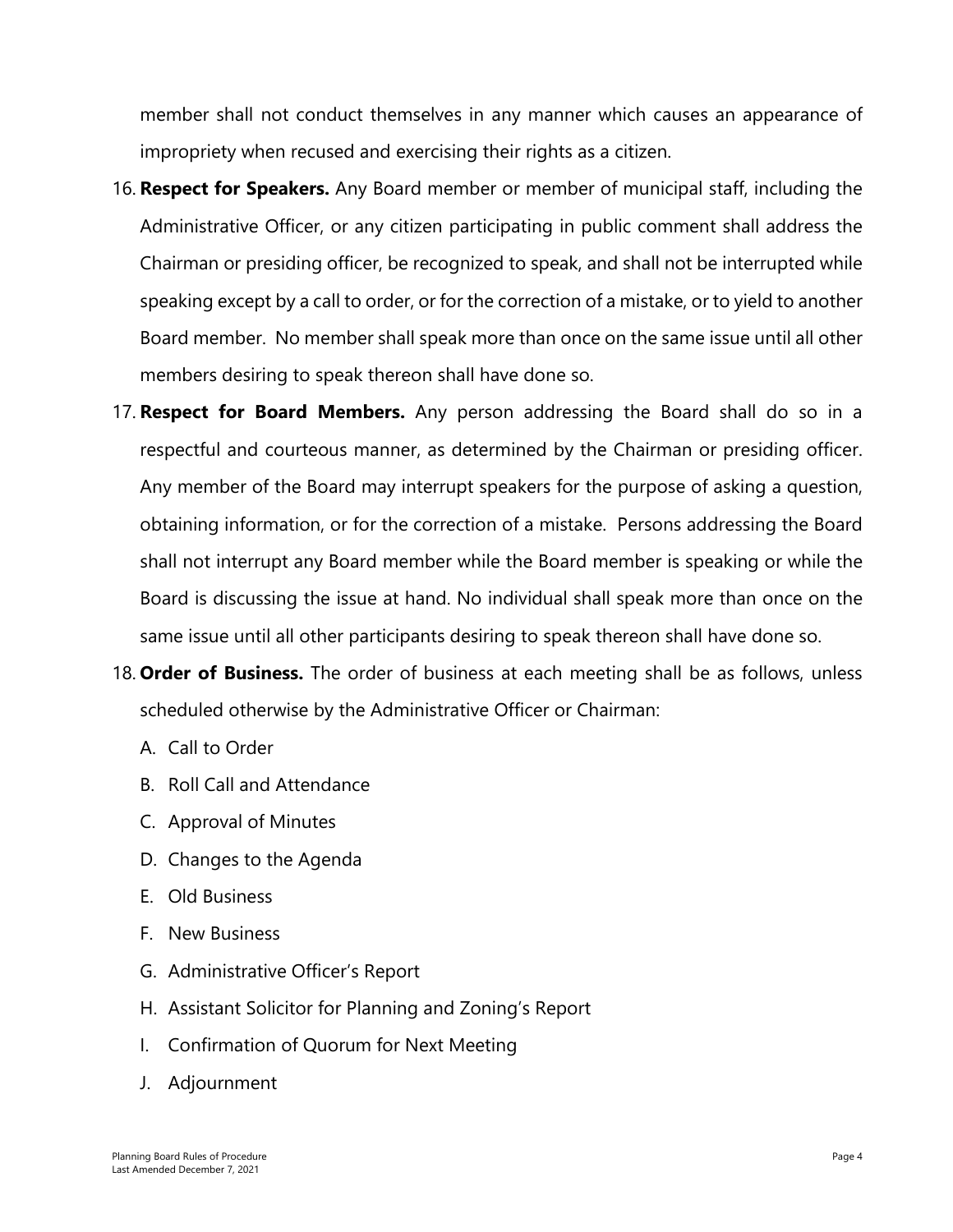member shall not conduct themselves in any manner which causes an appearance of impropriety when recused and exercising their rights as a citizen.

16. **Respect for Speakers.** Any Board member or member of municipal staff, including the Administrative Officer, or any citizen participating in public comment shall address the Chairman or presiding officer, be recognized to speak, and shall not be interrupted while speaking except by a call to order, or for the correction of a mistake, or to yield to another Board member. No member shall speak more than once on the same issue until all other members desiring to speak thereon shall have done so.
17. **Respect for Board Members.** Any person addressing the Board shall do so in a respectful and courteous manner, as determined by the Chairman or presiding officer. Any member of the Board may interrupt speakers for the purpose of asking a question, obtaining information, or for the correction of a mistake. Persons addressing the Board shall not interrupt any Board member while the Board member is speaking or while the Board is discussing the issue at hand. No individual shall speak more than once on the same issue until all other participants desiring to speak thereon shall have done so.
18. **Order of Business.** The order of business at each meeting shall be as follows, unless scheduled otherwise by the Administrative Officer or Chairman:
    A. Call to Order
    B. Roll Call and Attendance
    C. Approval of Minutes
    D. Changes to the Agenda
    E. Old Business
    F. New Business
    G. Administrative Officer's Report
    H. Assistant Solicitor for Planning and Zoning's Report
    I. Confirmation of Quorum for Next Meeting
    J. Adjournment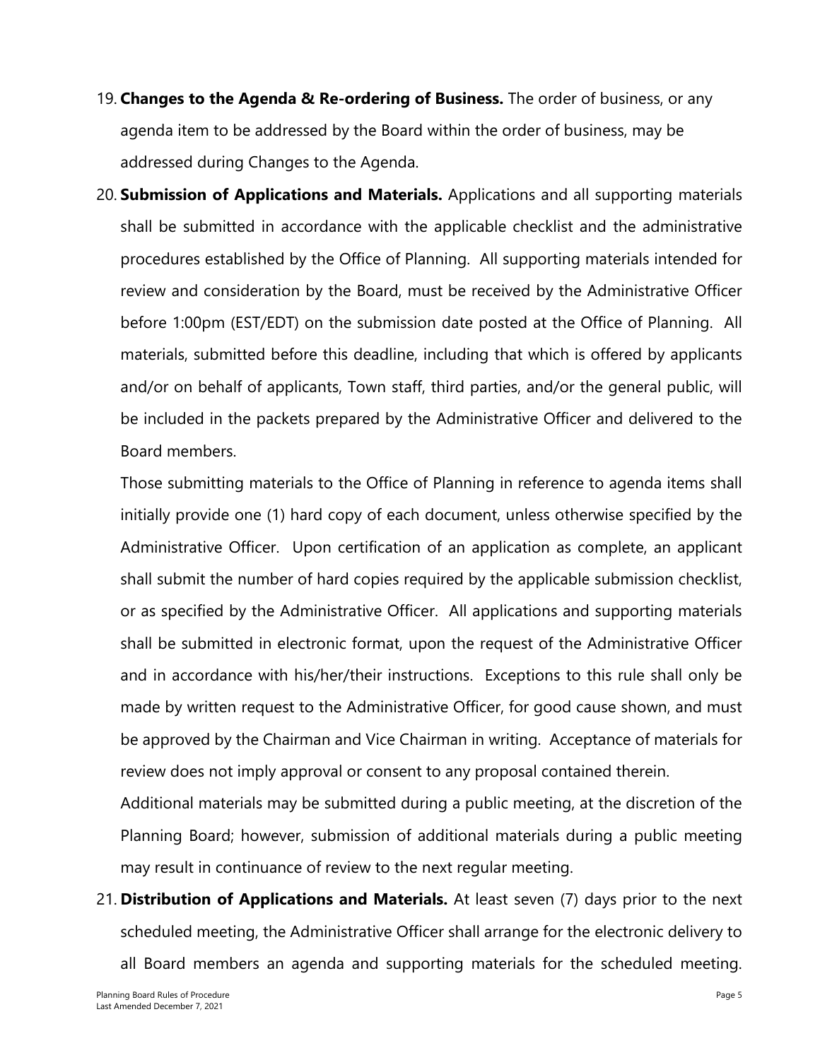19. **Changes to the Agenda & Re-ordering of Business.** The order of business, or any agenda item to be addressed by the Board within the order of business, may be addressed during Changes to the Agenda.

20. **Submission of Applications and Materials.** Applications and all supporting materials shall be submitted in accordance with the applicable checklist and the administrative procedures established by the Office of Planning. All supporting materials intended for review and consideration by the Board, must be received by the Administrative Officer before 1:00pm (EST/EDT) on the submission date posted at the Office of Planning. All materials, submitted before this deadline, including that which is offered by applicants and/or on behalf of applicants, Town staff, third parties, and/or the general public, will be included in the packets prepared by the Administrative Officer and delivered to the Board members.

    Those submitting materials to the Office of Planning in reference to agenda items shall initially provide one (1) hard copy of each document, unless otherwise specified by the Administrative Officer. Upon certification of an application as complete, an applicant shall submit the number of hard copies required by the applicable submission checklist, or as specified by the Administrative Officer. All applications and supporting materials shall be submitted in electronic format, upon the request of the Administrative Officer and in accordance with his/her/their instructions. Exceptions to this rule shall only be made by written request to the Administrative Officer, for good cause shown, and must be approved by the Chairman and Vice Chairman in writing. Acceptance of materials for review does not imply approval or consent to any proposal contained therein.

    Additional materials may be submitted during a public meeting, at the discretion of the Planning Board; however, submission of additional materials during a public meeting may result in continuance of review to the next regular meeting.

21. **Distribution of Applications and Materials.** At least seven (7) days prior to the next scheduled meeting, the Administrative Officer shall arrange for the electronic delivery to all Board members an agenda and supporting materials for the scheduled meeting.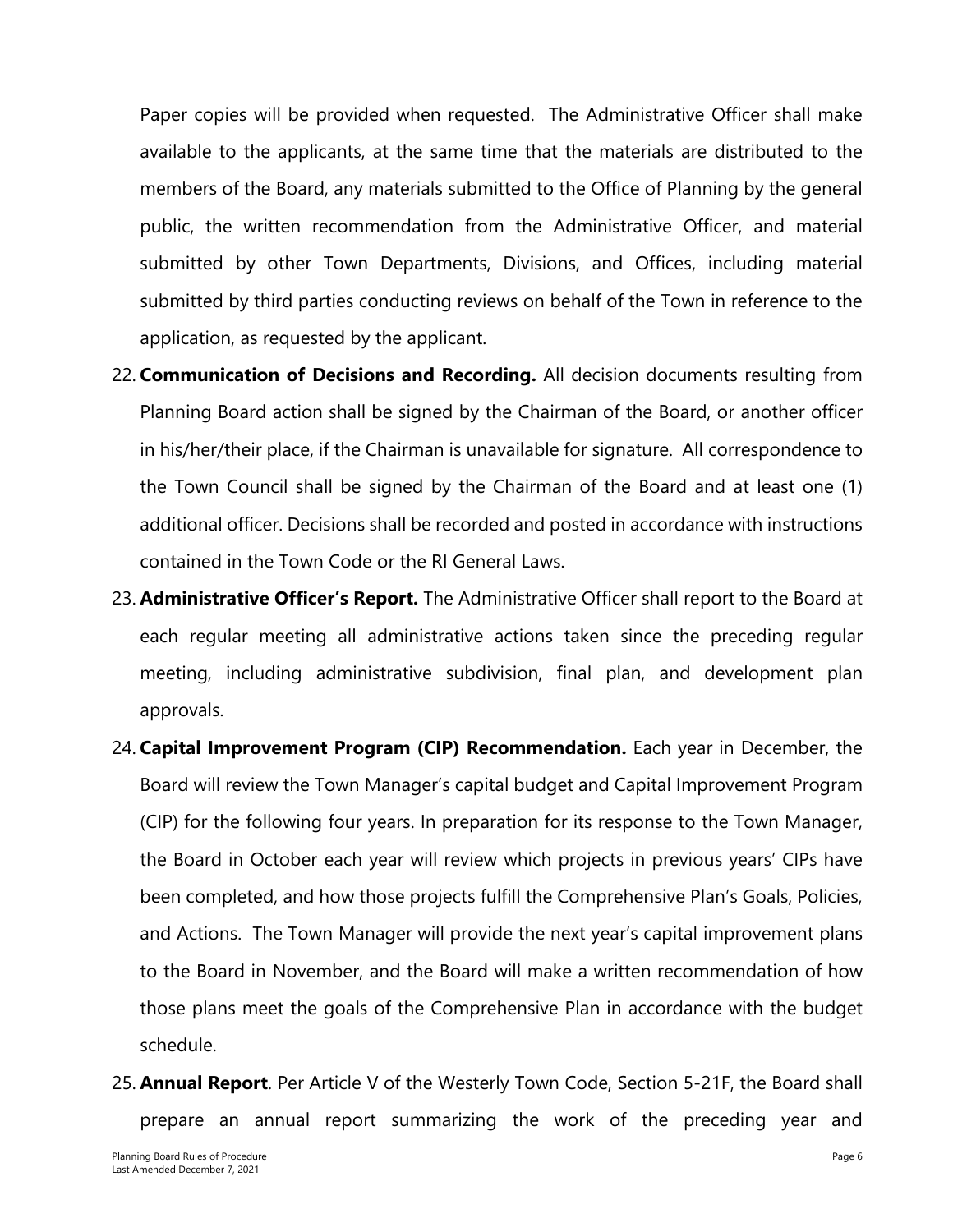Paper copies will be provided when requested. The Administrative Officer shall make available to the applicants, at the same time that the materials are distributed to the members of the Board, any materials submitted to the Office of Planning by the general public, the written recommendation from the Administrative Officer, and material submitted by other Town Departments, Divisions, and Offices, including material submitted by third parties conducting reviews on behalf of the Town in reference to the application, as requested by the applicant.

22. **Communication of Decisions and Recording.** All decision documents resulting from Planning Board action shall be signed by the Chairman of the Board, or another officer in his/her/their place, if the Chairman is unavailable for signature. All correspondence to the Town Council shall be signed by the Chairman of the Board and at least one (1) additional officer. Decisions shall be recorded and posted in accordance with instructions contained in the Town Code or the RI General Laws.
23. **Administrative Officer's Report.** The Administrative Officer shall report to the Board at each regular meeting all administrative actions taken since the preceding regular meeting, including administrative subdivision, final plan, and development plan approvals.
24. **Capital Improvement Program (CIP) Recommendation.** Each year in December, the Board will review the Town Manager's capital budget and Capital Improvement Program (CIP) for the following four years. In preparation for its response to the Town Manager, the Board in October each year will review which projects in previous years' CIPs have been completed, and how those projects fulfill the Comprehensive Plan's Goals, Policies, and Actions. The Town Manager will provide the next year's capital improvement plans to the Board in November, and the Board will make a written recommendation of how those plans meet the goals of the Comprehensive Plan in accordance with the budget schedule.
25. **Annual Report**. Per Article V of the Westerly Town Code, Section 5-21F, the Board shall prepare an annual report summarizing the work of the preceding year and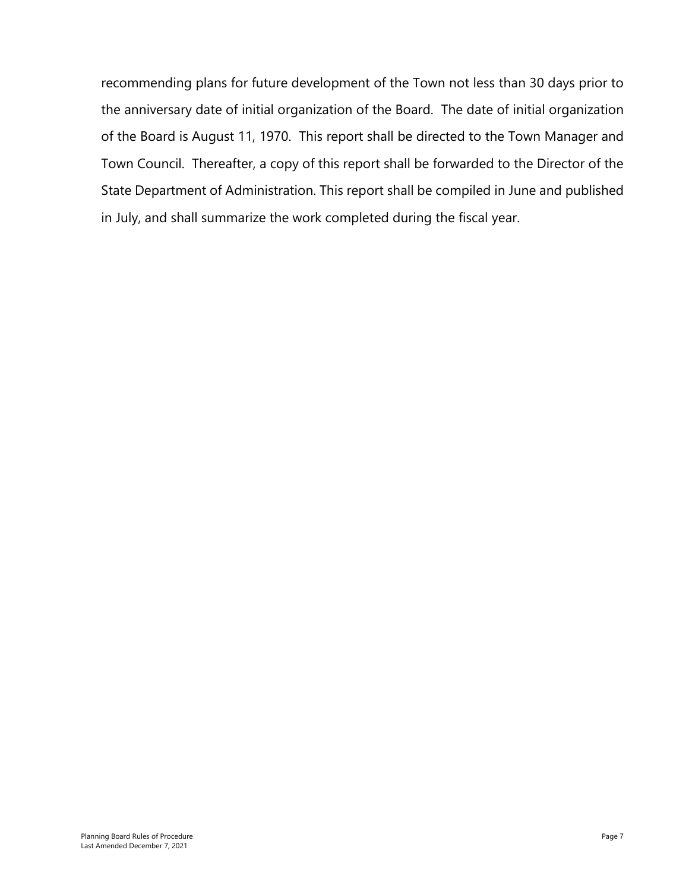recommending plans for future development of the Town not less than 30 days prior to the anniversary date of initial organization of the Board. The date of initial organization of the Board is August 11, 1970. This report shall be directed to the Town Manager and Town Council. Thereafter, a copy of this report shall be forwarded to the Director of the State Department of Administration. This report shall be compiled in June and published in July, and shall summarize the work completed during the fiscal year.